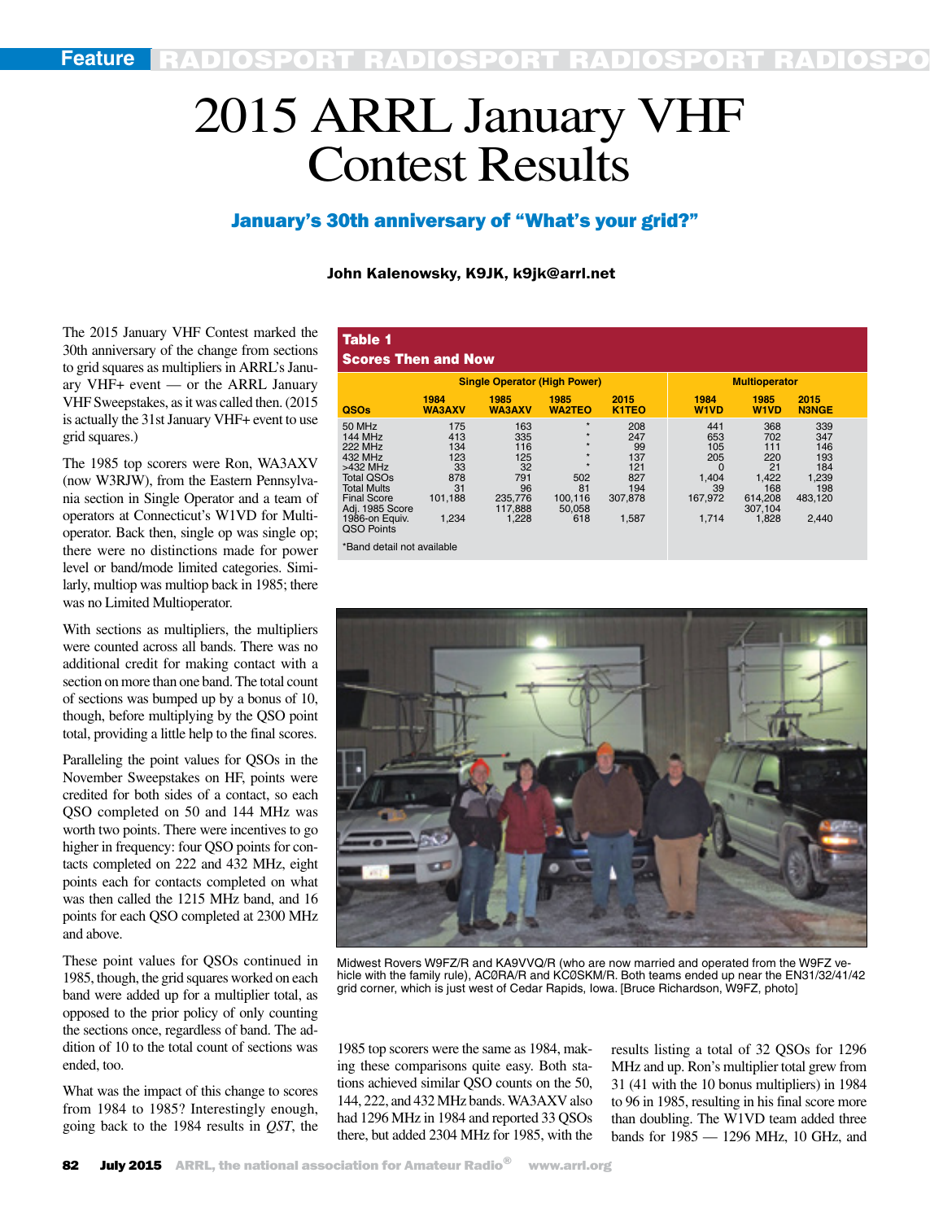# 2015 ARRL January VHF Contest Results

## January's 30th anniversary of "What's your grid?"

**John Kalenowsky, K9JK, k9jk@arrl.net**

The 2015 January VHF Contest marked the 30th anniversary of the change from sections to grid squares as multipliers in ARRL's January VHF+ event — or the ARRL January VHF Sweepstakes, as it was called then. (2015 is actually the 31st January VHF+ event to use grid squares.)

The 1985 top scorers were Ron, WA3AXV (now W3RJW), from the Eastern Pennsylvania section in Single Operator and a team of operators at Connecticut's W1VD for Multioperator. Back then, single op was single op; there were no distinctions made for power level or band/mode limited categories. Similarly, multiop was multiop back in 1985; there was no Limited Multioperator.

With sections as multipliers, the multipliers were counted across all bands. There was no additional credit for making contact with a section on more than one band. The total count of sections was bumped up by a bonus of 10, though, before multiplying by the QSO point total, providing a little help to the final scores.

Paralleling the point values for QSOs in the November Sweepstakes on HF, points were credited for both sides of a contact, so each QSO completed on 50 and 144 MHz was worth two points. There were incentives to go higher in frequency: four QSO points for contacts completed on 222 and 432 MHz, eight points each for contacts completed on what was then called the 1215 MHz band, and 16 points for each QSO completed at 2300 MHz and above.

These point values for QSOs continued in 1985, though, the grid squares worked on each band were added up for a multiplier total, as opposed to the prior policy of only counting the sections once, regardless of band. The addition of 10 to the total count of sections was ended, too.

What was the impact of this change to scores from 1984 to 1985? Interestingly enough, going back to the 1984 results in *QST*, the 1985 top scorers were the same as 1984, making these comparisons quite easy. Both stations achieved similar QSO counts on the 50, 144, 222, and 432 MHz bands. WA3AXV also had 1296 MHz in 1984 and reported 33 QSOs there, but added 2304 MHz for 1985, with the results listing a total of 32 QSOs for 1296 MHz and up. Ron's multiplier total grew from 31 (41 with the 10 bonus multipliers) in 1984 to 96 in 1985, resulting in his final score more than doubling. The W1VD team added three bands for 1985 — 1296 MHz, 10 GHz, and

**Table 1**
**Scores Then and Now**

| | Single Operator (High Power) | | | | Multioperator | | |
|---|---|---|---|---|---|---|---|
| QSOs | 1984 WA3AXV | 1985 WA3AXV | 1985 WA2TEO | 2015 K1TEO | 1984 W1VD | 1985 W1VD | 2015 N3NGE |
| 50 MHz | 175 | 163 | * | 208 | 441 | 368 | 339 |
| 144 MHz | 413 | 335 | * | 247 | 653 | 702 | 347 |
| 222 MHz | 134 | 116 | * | 99 | 105 | 111 | 146 |
| 432 MHz | 123 | 125 | * | 137 | 205 | 220 | 193 |
| >432 MHz | 33 | 32 | * | 121 | 0 | 21 | 184 |
| Total QSOs | 878 | 791 | 502 | 827 | 1,404 | 1,422 | 1,239 |
| Total Mults | 31 | 96 | 81 | 194 | 39 | 168 | 198 |
| Final Score | 101,188 | 235,776 | 100,116 | 307,878 | 167,972 | 614,208 | 483,120 |
| Adj. 1985 Score | | 117,888 | 50,058 | | | 307,104 | |
| 1986-on Equiv. QSO Points | 1,234 | 1,228 | 618 | 1,587 | 1,714 | 1,828 | 2,440 |

*Band detail not available

Midwest Rovers W9FZ/R and KA9VVQ/R (who are now married and operated from the W9FZ vehicle with the family rule), AC0RA/R and KC0SKM/R. Both teams ended up near the EN31/32/41/42 grid corner, which is just west of Cedar Rapids, Iowa. [Bruce Richardson, W9FZ, photo]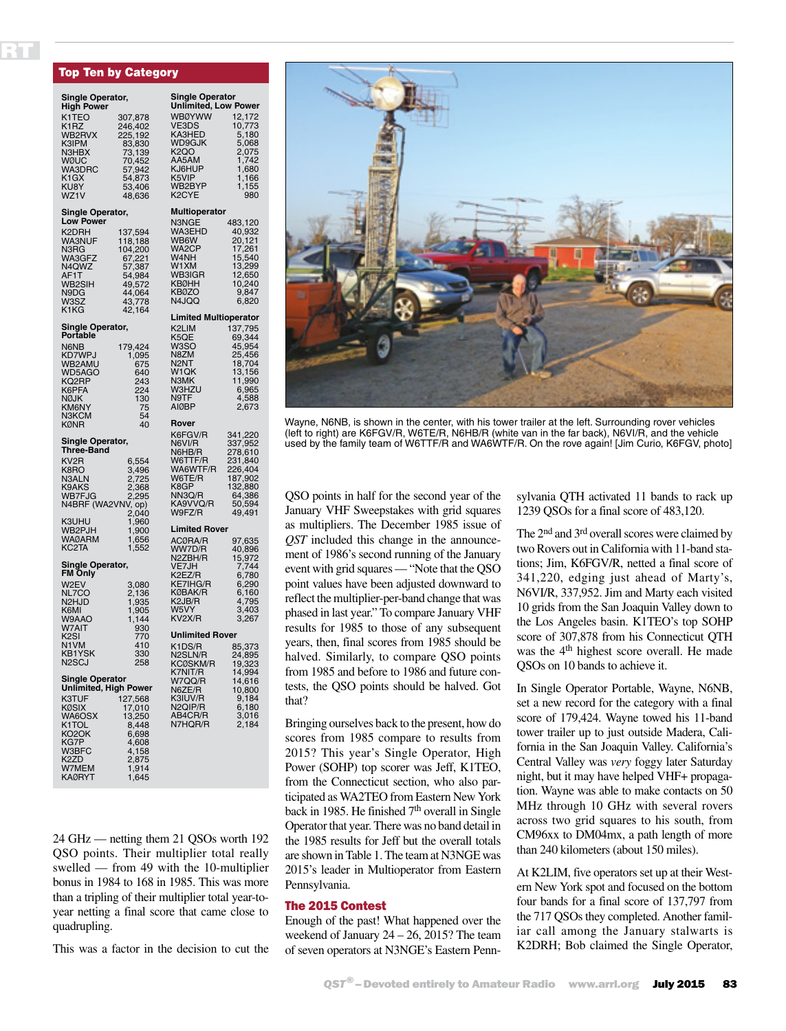## Top Ten by Category

**Single Operator, High Power**

| Call | Score |
|---|---|
| K1TEO | 307,878 |
| K1RZ | 246,402 |
| WB2RVX | 225,192 |
| K3IPM | 83,830 |
| N3HBX | 73,139 |
| WØUC | 70,452 |
| WA3DRC | 57,942 |
| K1GX | 54,873 |
| KU8Y | 53,406 |
| WZ1V | 48,636 |

**Single Operator, Low Power**

| Call | Score |
|---|---|
| K2DRH | 137,594 |
| WA3NUF | 118,188 |
| N3RG | 104,200 |
| WA3GFZ | 67,221 |
| N4QWZ | 57,387 |
| AF1T | 54,984 |
| WB2SIH | 49,572 |
| N9DG | 44,064 |
| W3SZ | 43,778 |
| K1KG | 42,164 |

**Single Operator, Portable**

| Call | Score |
|---|---|
| N6NB | 179,424 |
| KD7WPJ | 1,095 |
| WB2AMU | 675 |
| WD5AGO | 640 |
| KQ2RP | 243 |
| K6PFA | 224 |
| NØJK | 130 |
| KM6NY | 75 |
| N3KCM | 54 |
| KØNR | 40 |

**Single Operator, Three-Band**

| Call | Score |
|---|---|
| KV2R | 6,554 |
| K8RO | 3,496 |
| N3ALN | 2,725 |
| K9AKS | 2,368 |
| WB7FJG | 2,295 |
| N4BRF (WA2VNV, op) | 2,040 |
| K3UHU | 1,960 |
| WB2PJH | 1,900 |
| WAØARM | 1,656 |
| KC2TA | 1,552 |

**Single Operator, FM Only**

| Call | Score |
|---|---|
| W2EV | 3,080 |
| NL7CO | 2,136 |
| N2HJD | 1,935 |
| K6MI | 1,905 |
| W9AAO | 1,144 |
| W7AIT | 930 |
| K2SI | 770 |
| N1VM | 410 |
| KB1YSK | 330 |
| N2SCJ | 258 |

**Single Operator Unlimited, High Power**

| Call | Score |
|---|---|
| K3TUF | 127,568 |
| KØSIX | 17,010 |
| WA6OSX | 13,250 |
| K1TOL | 8,448 |
| KO2OK | 6,698 |
| KG7P | 4,608 |
| W3BFC | 4,158 |
| K2ZD | 2,875 |
| W7MEM | 1,914 |
| KAØRYT | 1,645 |

**Single Operator Unlimited, Low Power**

| Call | Score |
|---|---|
| WBØYWW | 12,172 |
| VE3DS | 10,773 |
| KA3HED | 5,180 |
| WD9GJK | 5,068 |
| K2QO | 2,075 |
| AA5AM | 1,742 |
| KJ6HUP | 1,680 |
| K5VIP | 1,166 |
| WB2BYP | 1,155 |
| K2CYE | 980 |

**Multioperator**

| Call | Score |
|---|---|
| N3NGE | 483,120 |
| WA3EHD | 40,932 |
| WB6W | 20,121 |
| WA2CP | 17,261 |
| W4NH | 15,540 |
| W1XM | 13,299 |
| WB3IGR | 12,650 |
| KBØHH | 10,240 |
| KBØZO | 9,847 |
| N4JQQ | 6,820 |

**Limited Multioperator**

| Call | Score |
|---|---|
| K2LIM | 137,795 |
| K5QE | 69,344 |
| W3SO | 45,954 |
| N8ZM | 25,456 |
| N2NT | 18,704 |
| W1QK | 13,156 |
| N3MK | 11,990 |
| W3HZU | 6,965 |
| N9TF | 4,588 |
| AIØBP | 2,673 |

**Rover**

| Call | Score |
|---|---|
| K6FGV/R | 341,220 |
| N6VI/R | 337,952 |
| N6HB/R | 278,610 |
| W6TTF/R | 231,840 |
| WA6WTF/R | 226,404 |
| W6TE/R | 187,902 |
| K8GP | 132,880 |
| NN3Q/R | 64,386 |
| KA9VVQ/R | 50,594 |
| W9FZ/R | 49,491 |

**Limited Rover**

| Call | Score |
|---|---|
| ACØRA/R | 97,635 |
| WW7D/R | 40,896 |
| N2ZBH/R | 15,972 |
| VE7JH | 7,744 |
| K2EZ/R | 6,780 |
| KE7IHG/R | 6,290 |
| KØBAK/R | 6,160 |
| K2JB/R | 4,795 |
| W5VY | 3,403 |
| KV2X/R | 3,267 |

**Unlimited Rover**

| Call | Score |
|---|---|
| K1DS/R | 85,373 |
| N2SLN/R | 24,895 |
| KCØSKM/R | 19,323 |
| K7NIT/R | 14,994 |
| W7QQ/R | 14,616 |
| N6ZE/R | 10,800 |
| K3IUV/R | 9,184 |
| N2QIP/R | 6,180 |
| AB4CR/R | 3,016 |
| N7HQR/R | 2,184 |

24 GHz — netting them 21 QSOs worth 192 QSO points. Their multiplier total really swelled — from 49 with the 10-multiplier bonus in 1984 to 168 in 1985. This was more than a tripling of their multiplier total year-to-year netting a final score that came close to quadrupling.

This was a factor in the decision to cut the QSO points in half for the second year of the January VHF Sweepstakes with grid squares as multipliers. The December 1985 issue of *QST* included this change in the announcement of 1986's second running of the January event with grid squares — "Note that the QSO point values have been adjusted downward to reflect the multiplier-per-band change that was phased in last year." To compare January VHF results for 1985 to those of any subsequent years, then, final scores from 1985 should be halved. Similarly, to compare QSO points from 1985 and before to 1986 and future contests, the QSO points should be halved. Got that?

Bringing ourselves back to the present, how do scores from 1985 compare to results from 2015? This year's Single Operator, High Power (SOHP) top scorer was Jeff, K1TEO, from the Connecticut section, who also participated as WA2TEO from Eastern New York back in 1985. He finished 7th overall in Single Operator that year. There was no band detail in the 1985 results for Jeff but the overall totals are shown in Table 1. The team at N3NGE was 2015's leader in Multioperator from Eastern Pennsylvania.

### The 2015 Contest

Enough of the past! What happened over the weekend of January 24 – 26, 2015? The team of seven operators at N3NGE's Eastern Pennsylvania QTH activated 11 bands to rack up 1239 QSOs for a final score of 483,120.

The 2nd and 3rd overall scores were claimed by two Rovers out in California with 11-band stations; Jim, K6FGV/R, netted a final score of 341,220, edging just ahead of Marty's, N6VI/R, 337,952. Jim and Marty each visited 10 grids from the San Joaquin Valley down to the Los Angeles basin. K1TEO's top SOHP score of 307,878 from his Connecticut QTH was the 4th highest score overall. He made QSOs on 10 bands to achieve it.

In Single Operator Portable, Wayne, N6NB, set a new record for the category with a final score of 179,424. Wayne towed his 11-band tower trailer up to just outside Madera, California in the San Joaquin Valley. California's Central Valley was *very* foggy later Saturday night, but it may have helped VHF+ propagation. Wayne was able to make contacts on 50 MHz through 10 GHz with several rovers across two grid squares to his south, from CM96xx to DM04mx, a path length of more than 240 kilometers (about 150 miles).

At K2LIM, five operators set up at their Western New York spot and focused on the bottom four bands for a final score of 137,797 from the 717 QSOs they completed. Another familiar call among the January stalwarts is K2DRH; Bob claimed the Single Operator,

Wayne, N6NB, is shown in the center, with his tower trailer at the left. Surrounding rover vehicles (left to right) are K6FGV/R, W6TE/R, N6HB/R (white van in the far back), N6VI/R, and the vehicle used by the family team of W6TTF/R and WA6WTF/R. On the rove again! [Jim Curio, K6FGV, photo]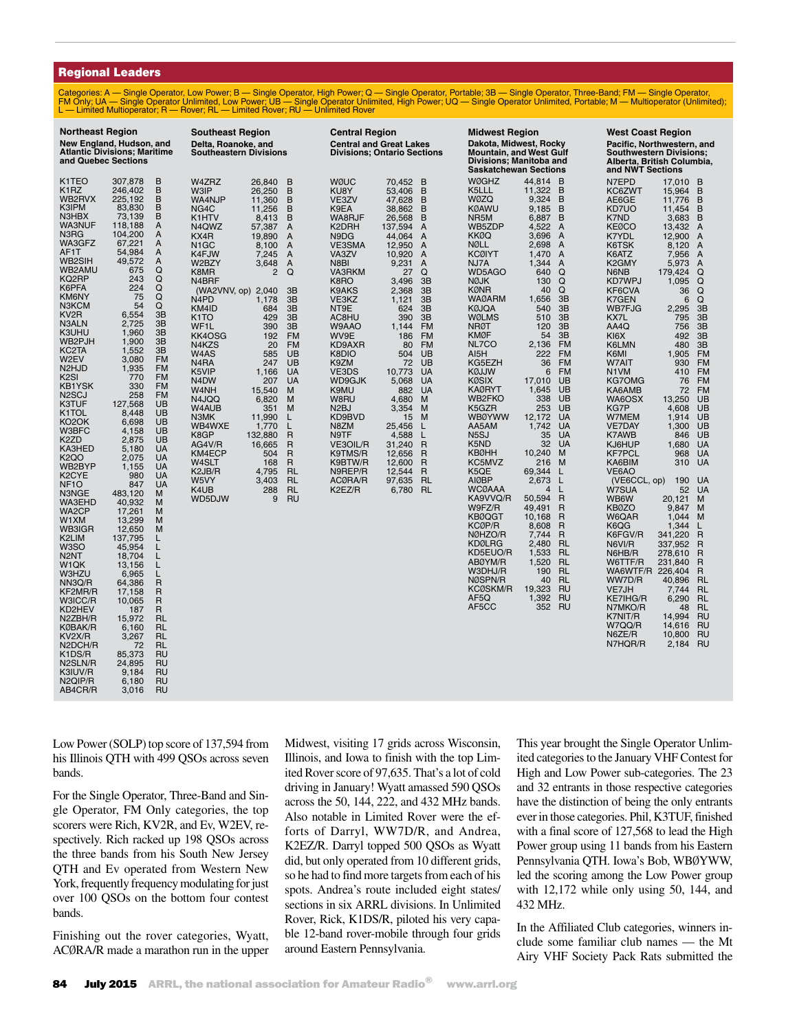## Regional Leaders

Categories: A — Single Operator, Low Power; B — Single Operator, High Power; Q — Single Operator, Portable; 3B — Single Operator, Three-Band; FM — Single Operator, FM Only; UA — Single Operator Unlimited, Low Power; UB — Single Operator Unlimited, High Power; UQ — Single Operator Unlimited, Portable; M — Multioperator (Unlimited); L — Limited Multioperator; R — Rover; RL — Limited Rover; RU — Unlimited Rover

### Northeast Region

New England, Hudson, and Atlantic Divisions; Maritime and Quebec Sections

| Call | Score | Cat |
|---|---|---|
| K1TEO | 307,878 | B |
| K1RZ | 246,402 | B |
| WB2RVX | 225,192 | B |
| K3IPM | 83,830 | B |
| N3HBX | 73,139 | B |
| WA3NUF | 118,188 | A |
| N3RG | 104,200 | A |
| WA3GFZ | 67,221 | A |
| AF1T | 54,984 | A |
| WB2SIH | 49,572 | A |
| WB2AMU | 675 | Q |
| KQ2RP | 243 | Q |
| K6PFA | 224 | Q |
| KM6NY | 75 | Q |
| N3KCM | 54 | Q |
| KV2R | 6,554 | 3B |
| N3ALN | 2,725 | 3B |
| K3UHU | 1,960 | 3B |
| WB2PJH | 1,900 | 3B |
| KC2TA | 1,552 | 3B |
| W2EV | 3,080 | FM |
| N2HJD | 1,935 | FM |
| K2SI | 770 | FM |
| KB1YSK | 330 | FM |
| N2SCJ | 258 | FM |
| K3TUF | 127,568 | UB |
| K1TOL | 8,448 | UB |
| KO2OK | 6,698 | UB |
| W3BFC | 4,158 | UB |
| K2ZD | 2,875 | UB |
| KA3HED | 5,180 | UA |
| K2QO | 2,075 | UA |
| WB2BYP | 1,155 | UA |
| K2CYE | 980 | UA |
| NF1O | 847 | UA |
| N3NGE | 483,120 | M |
| WA3EHD | 40,932 | M |
| WA2CP | 17,261 | M |
| W1XM | 13,299 | M |
| WB3IGR | 12,650 | M |
| K2LIM | 137,795 | L |
| W3SO | 45,954 | L |
| N2NT | 18,704 | L |
| W1QK | 13,156 | L |
| W3HZU | 6,965 | L |
| NN3Q/R | 64,386 | R |
| KF2MR/R | 17,158 | R |
| W3ICC/R | 10,065 | R |
| KD2HEV | 187 | R |
| N2ZBH/R | 15,972 | RL |
| KØBAK/R | 6,160 | RL |
| KV2X/R | 3,267 | RL |
| N2DCH/R | 72 | RL |
| K1DS/R | 85,373 | RU |
| N2SLN/R | 24,895 | RU |
| K3IUV/R | 9,184 | RU |
| N2QIP/R | 6,180 | RU |
| AB4CR/R | 3,016 | RU |

### Southeast Region

Delta, Roanoke, and Southeastern Divisions

| Call | Score | Cat |
|---|---|---|
| W4ZRZ | 26,840 | B |
| W3IP | 26,250 | B |
| WA4NJP | 11,360 | B |
| NG4C | 11,256 | B |
| K1HTV | 8,413 | B |
| N4QWZ | 57,387 | A |
| KX4R | 19,890 | A |
| N1GC | 8,100 | A |
| K4FJW | 7,245 | A |
| W2BZY | 3,648 | A |
| K8MR | 2 | Q |
| N4BRF (WA2VNV, op) | 2,040 | 3B |
| N4PD | 1,178 | 3B |
| KM4ID | 684 | 3B |
| K1TO | 429 | 3B |
| WF1L | 390 | 3B |
| KK4OSG | 192 | FM |
| N4KZS | 20 | FM |
| W4AS | 585 | UB |
| N4RA | 247 | UB |
| K5VIP | 1,166 | UA |
| N4DW | 207 | UA |
| W4NH | 15,540 | M |
| N4JQQ | 6,820 | M |
| W4AUB | 351 | M |
| N3MK | 11,990 | L |
| WB4WXE | 1,770 | L |
| K8GP | 132,880 | R |
| AG4V/R | 16,665 | R |
| KM4ECP | 504 | R |
| W4SLT | 168 | R |
| K2JB/R | 4,795 | RL |
| W5VY | 3,403 | RL |
| K4UB | 288 | RL |
| WD5DJW | 9 | RU |

### Central Region

Central and Great Lakes Divisions; Ontario Sections

| Call | Score | Cat |
|---|---|---|
| WØUC | 70,452 | B |
| KU8Y | 53,406 | B |
| VE3ZV | 47,628 | B |
| K9EA | 38,862 | B |
| WA8RJF | 26,568 | B |
| K2DRH | 137,594 | A |
| N9DG | 44,064 | A |
| VE3SMA | 12,950 | A |
| VA3ZV | 10,920 | A |
| N8BI | 9,231 | A |
| VA3RKM | 27 | Q |
| K8RO | 3,496 | 3B |
| K9AKS | 2,368 | 3B |
| VE3KZ | 1,121 | 3B |
| NT9E | 624 | 3B |
| AC8HU | 390 | 3B |
| W9AAO | 1,144 | FM |
| WV9E | 186 | FM |
| KD9AXR | 80 | FM |
| K8DIO | 504 | UB |
| K9ZM | 72 | UB |
| VE3DS | 10,773 | UA |
| WD9GJK | 5,068 | UA |
| K9MU | 882 | UA |
| W8RU | 4,680 | M |
| N2BJ | 3,354 | M |
| KD9BVD | 15 | M |
| N8ZM | 25,456 | L |
| N9TF | 4,588 | L |
| VE3OIL/R | 31,240 | R |
| K9TMS/R | 12,656 | R |
| K9BTW/R | 12,600 | R |
| N9REP/R | 12,544 | R |
| ACØRA/R | 97,635 | RL |
| K2EZ/R | 6,780 | RL |

### Midwest Region

Dakota, Midwest, Rocky Mountain, and West Gulf Divisions; Manitoba and Saskatchewan Sections

| Call | Score | Cat |
|---|---|---|
| WØGHZ | 44,814 | B |
| K5LLL | 11,322 | B |
| WØZQ | 9,324 | B |
| KØAWU | 9,185 | B |
| NR5M | 6,887 | B |
| WB5ZDP | 4,522 | A |
| KKØQ | 3,696 | A |
| NØLL | 2,698 | A |
| KCØIYT | 1,470 | A |
| NJ7A | 1,344 | A |
| WD5AGO | 640 | Q |
| NØJK | 130 | Q |
| KØNR | 40 | Q |
| WAØARM | 1,656 | 3B |
| KØJQA | 540 | 3B |
| WØLMS | 510 | 3B |
| NRØT | 120 | 3B |
| KMØF | 54 | 3B |
| NL7CO | 2,136 | FM |
| AI5H | 222 | FM |
| KG5EZH | 36 | FM |
| KØJJW | 6 | FM |
| KØSIX | 17,010 | UB |
| KAØRYT | 1,645 | UB |
| WB2FKO | 338 | UB |
| K5GZR | 253 | UB |
| WBØYWW | 12,172 | UA |
| AA5AM | 1,742 | UA |
| N5SJ | 35 | UA |
| K5ND | 32 | UA |
| KBØHH | 10,240 | M |
| KC5MVZ | 216 | M |
| K5QE | 69,344 | L |
| AIØBP | 2,673 | L |
| WCØAAA | 4 | L |
| KA9VVQ/R | 50,594 | R |
| W9FZ/R | 49,491 | R |
| KBØQGT | 10,168 | R |
| KCØP/R | 8,608 | R |
| NØHZO/R | 7,744 | R |
| KDØLRG | 2,480 | RL |
| KD5EUO/R | 1,533 | RL |
| ABØYM/R | 1,520 | RL |
| W3DHJ/R | 190 | RL |
| NØSPN/R | 40 | RL |
| KCØSKM/R | 19,323 | RU |
| AF5Q | 1,392 | RU |
| AF5CC | 352 | RU |

### West Coast Region

Pacific, Northwestern, and Southwestern Divisions; Alberta, British Columbia, and NWT Sections

| Call | Score | Cat |
|---|---|---|
| N7EPD | 17,010 | B |
| KC6ZWT | 15,964 | B |
| AE6GE | 11,776 | B |
| KD7UO | 11,454 | B |
| K7ND | 3,683 | B |
| KEØCO | 13,432 | A |
| K7YDL | 12,900 | A |
| K6TSK | 8,120 | A |
| K6ATZ | 7,956 | A |
| K2GMY | 5,973 | A |
| N6NB | 179,424 | Q |
| KD7WPJ | 1,095 | Q |
| KF6CVA | 36 | Q |
| K7GEN | 6 | Q |
| WB7FJG | 2,295 | 3B |
| KX7L | 795 | 3B |
| AA4Q | 756 | 3B |
| KI6X | 492 | 3B |
| K6LMN | 480 | 3B |
| K6MI | 1,905 | FM |
| W7AIT | 930 | FM |
| N1VM | 410 | FM |
| KG7OMG | 76 | FM |
| KA6AMB | 72 | FM |
| WA6OSX | 13,250 | UB |
| KG7P | 4,608 | UB |
| W7MEM | 1,914 | UB |
| VE7DAY | 1,300 | UB |
| K7AWB | 846 | UB |
| KJ6HUP | 1,680 | UA |
| KF7PCL | 968 | UA |
| KA6BIM | 310 | UA |
| VE6AO (VE6CCL, op) | 190 | UA |
| W7SUA | 52 | UA |
| WB6W | 20,121 | M |
| KBØZO | 9,847 | M |
| W6QAR | 1,044 | M |
| K6QG | 1,344 | L |
| K6FGV/R | 341,220 | R |
| N6VI/R | 337,952 | R |
| N6HB/R | 278,610 | R |
| W6TTF/R | 231,840 | R |
| WA6WTF/R | 226,404 | R |
| WW7D/R | 40,896 | RL |
| VE7JH | 7,744 | RL |
| KE7IHG/R | 6,290 | RL |
| N7MKO/R | 48 | RL |
| K7NIT/R | 14,994 | RU |
| W7QQ/R | 14,616 | RU |
| N6ZE/R | 10,800 | RU |
| N7HQR/R | 2,184 | RU |

Low Power (SOLP) top score of 137,594 from his Illinois QTH with 499 QSOs across seven bands.

For the Single Operator, Three-Band and Single Operator, FM Only categories, the top scorers were Rich, KV2R, and Ev, W2EV, respectively. Rich racked up 198 QSOs across the three bands from his South New Jersey QTH and Ev operated from Western New York, frequently frequency modulating for just over 100 QSOs on the bottom four contest bands.

Finishing out the rover categories, Wyatt, ACØRA/R made a marathon run in the upper Midwest, visiting 17 grids across Wisconsin, Illinois, and Iowa to finish with the top Limited Rover score of 97,635. That's a lot of cold driving in January! Wyatt amassed 590 QSOs across the 50, 144, 222, and 432 MHz bands. Also notable in Limited Rover were the efforts of Darryl, WW7D/R, and Andrea, K2EZ/R. Darryl topped 500 QSOs as Wyatt did, but only operated from 10 different grids, so he had to find more targets from each of his spots. Andrea's route included eight states/sections in six ARRL divisions. In Unlimited Rover, Rick, K1DS/R, piloted his very capable 12-band rover-mobile through four grids around Eastern Pennsylvania.

This year brought the Single Operator Unlimited categories to the January VHF Contest for High and Low Power sub-categories. The 23 and 32 entrants in those respective categories have the distinction of being the only entrants ever in those categories. Phil, K3TUF, finished with a final score of 127,568 to lead the High Power group using 11 bands from his Eastern Pennsylvania QTH. Iowa's Bob, WBØYWW, led the scoring among the Low Power group with 12,172 while only using 50, 144, and 432 MHz.

In the Affiliated Club categories, winners include some familiar club names — the Mt Airy VHF Society Pack Rats submitted the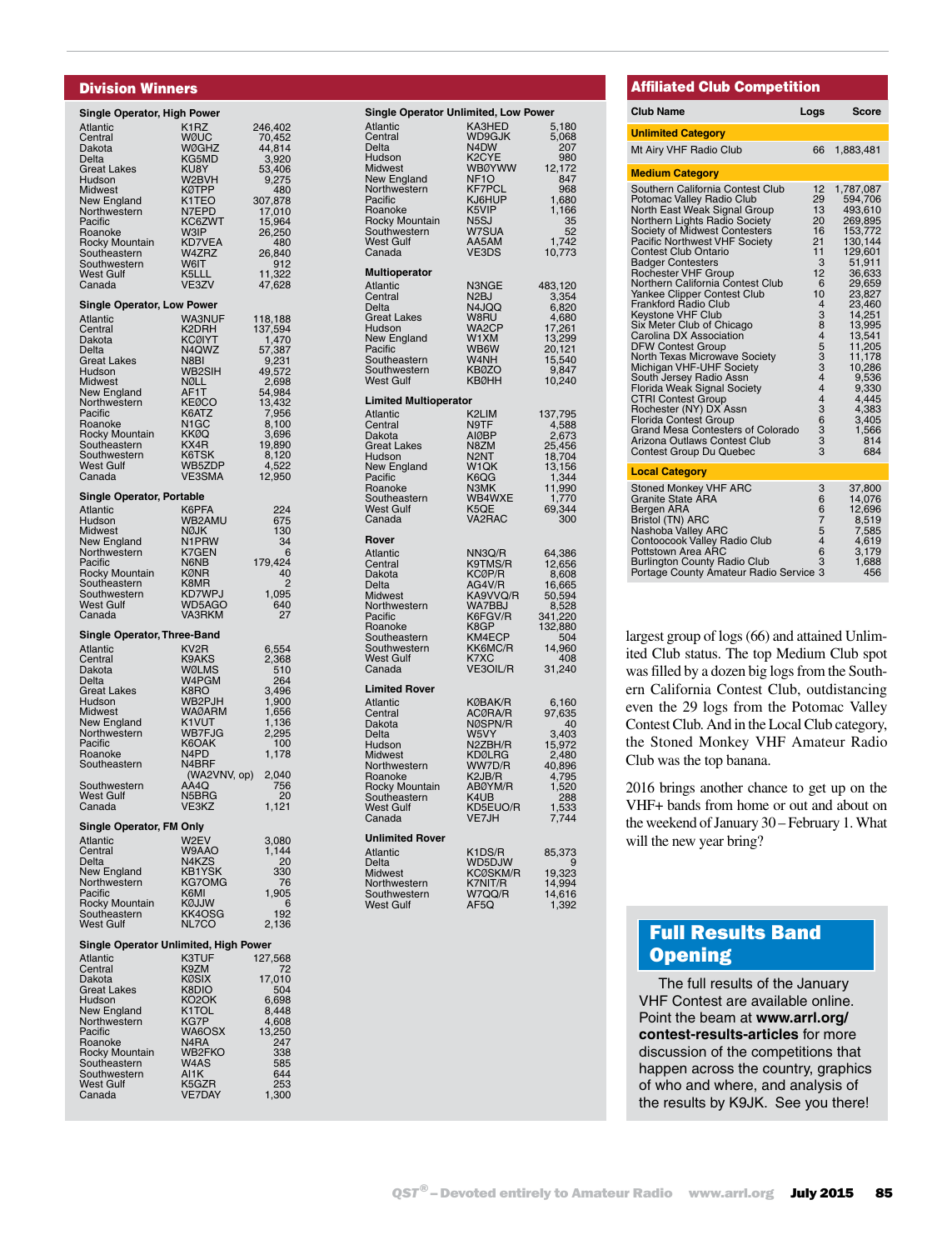## Division Winners

### Single Operator, High Power

| | | |
|---|---|---|
| Atlantic | K1RZ | 246,402 |
| Central | WØUC | 70,452 |
| Dakota | WØGHZ | 44,814 |
| Delta | KG5MD | 3,920 |
| Great Lakes | KU8Y | 53,406 |
| Hudson | W2BVH | 9,275 |
| Midwest | KØTPP | 480 |
| New England | K1TEO | 307,878 |
| Northwestern | N7EPD | 17,010 |
| Pacific | KC6ZWT | 15,964 |
| Roanoke | W3IP | 26,250 |
| Rocky Mountain | KD7VEA | 480 |
| Southeastern | W4ZRZ | 26,840 |
| Southwestern | W6IT | 912 |
| West Gulf | K5LLL | 11,322 |
| Canada | VE3ZV | 47,628 |

### Single Operator, Low Power

| | | |
|---|---|---|
| Atlantic | WA3NUF | 118,188 |
| Central | K2DRH | 137,594 |
| Dakota | KCØIYT | 1,470 |
| Delta | N4QWZ | 57,387 |
| Great Lakes | N8BI | 9,231 |
| Hudson | WB2SIH | 49,572 |
| Midwest | NØLL | 2,698 |
| New England | AF1T | 54,984 |
| Northwestern | KEØCO | 13,432 |
| Pacific | K6ATZ | 7,956 |
| Roanoke | N1GC | 8,100 |
| Rocky Mountain | KKØQ | 3,696 |
| Southeastern | KX4R | 19,890 |
| Southwestern | K6TSK | 8,120 |
| West Gulf | WB5ZDP | 4,522 |
| Canada | VE3SMA | 12,950 |

### Single Operator, Portable

| | | |
|---|---|---|
| Atlantic | K6PFA | 224 |
| Hudson | WB2AMU | 675 |
| Midwest | NØJK | 130 |
| New England | N1PRW | 34 |
| Northwestern | K7GEN | 6 |
| Pacific | N6NB | 179,424 |
| Rocky Mountain | KØNR | 40 |
| Southeastern | K8MR | 2 |
| Southwestern | KD7WPJ | 1,095 |
| West Gulf | WD5AGO | 640 |
| Canada | VA3RKM | 27 |

### Single Operator, Three-Band

| | | |
|---|---|---|
| Atlantic | KV2R | 6,554 |
| Central | K9AKS | 2,368 |
| Dakota | WØLMS | 510 |
| Delta | W4PGM | 264 |
| Great Lakes | K8RO | 3,496 |
| Hudson | WB2PJH | 1,900 |
| Midwest | WAØARM | 1,656 |
| New England | K1VUT | 1,136 |
| Northwestern | WB7FJG | 2,295 |
| Pacific | K6OAK | 100 |
| Roanoke | N4PD | 1,178 |
| Southeastern | N4BRF (WA2VNV, op) | 2,040 |
| Southwestern | AA4Q | 756 |
| West Gulf | N5BRG | 20 |
| Canada | VE3KZ | 1,121 |

### Single Operator, FM Only

| | | |
|---|---|---|
| Atlantic | W2EV | 3,080 |
| Central | W9AAO | 1,144 |
| Delta | N4KZS | 20 |
| New England | KB1YSK | 330 |
| Northwestern | KG7OMG | 76 |
| Pacific | K6MI | 1,905 |
| Rocky Mountain | KØJJW | 6 |
| Southeastern | KK4OSG | 192 |
| West Gulf | NL7CO | 2,136 |

### Single Operator Unlimited, High Power

| | | |
|---|---|---|
| Atlantic | K3TUF | 127,568 |
| Central | K9ZM | 72 |
| Dakota | KØSIX | 17,010 |
| Great Lakes | K8DIO | 504 |
| Hudson | KO2OK | 6,698 |
| New England | K1TOL | 8,448 |
| Northwestern | KG7P | 4,608 |
| Pacific | WA6OSX | 13,250 |
| Roanoke | N4RA | 247 |
| Rocky Mountain | WB2FKO | 338 |
| Southeastern | W4AS | 585 |
| Southwestern | AI1K | 644 |
| West Gulf | K5GZR | 253 |
| Canada | VE7DAY | 1,300 |

### Single Operator Unlimited, Low Power

| | | |
|---|---|---|
| Atlantic | KA3HED | 5,180 |
| Central | WD9GJK | 5,068 |
| Delta | N4DW | 207 |
| Hudson | K2CYE | 980 |
| Midwest | WBØYWW | 12,172 |
| New England | NF1O | 847 |
| Northwestern | KF7PCL | 968 |
| Pacific | KJ6HUP | 1,680 |
| Roanoke | K5VIP | 1,166 |
| Rocky Mountain | N5SJ | 35 |
| Southwestern | W7SUA | 52 |
| West Gulf | AA5AM | 1,742 |
| Canada | VE3DS | 10,773 |

### Multioperator

| | | |
|---|---|---|
| Atlantic | N3NGE | 483,120 |
| Central | N2BJ | 3,354 |
| Delta | N4JQQ | 6,820 |
| Great Lakes | W8RU | 4,680 |
| Hudson | WA2CP | 17,261 |
| New England | W1XM | 13,299 |
| Pacific | WB6W | 20,121 |
| Southeastern | W4NH | 15,540 |
| Southwestern | KBØZO | 9,847 |
| West Gulf | KBØHH | 10,240 |

### Limited Multioperator

| | | |
|---|---|---|
| Atlantic | K2LIM | 137,795 |
| Central | N9TF | 4,588 |
| Dakota | AIØBP | 2,673 |
| Great Lakes | N8ZM | 25,456 |
| Hudson | N2NT | 18,704 |
| New England | W1QK | 13,156 |
| Pacific | K6QG | 1,344 |
| Roanoke | N3MK | 11,990 |
| Southeastern | WB4WXE | 1,770 |
| West Gulf | K5QE | 69,344 |
| Canada | VA2RAC | 300 |

### Rover

| | | |
|---|---|---|
| Atlantic | NN3Q/R | 64,386 |
| Central | K9TMS/R | 12,656 |
| Dakota | KCØP/R | 8,608 |
| Delta | AG4V/R | 16,665 |
| Midwest | KA9VVQ/R | 50,594 |
| Northwestern | WA7BBJ | 8,528 |
| Pacific | K6FGV/R | 341,220 |
| Roanoke | K8GP | 132,880 |
| Southeastern | KM4ECP | 504 |
| Southwestern | KK6MC/R | 14,960 |
| West Gulf | K7XC | 408 |
| Canada | VE3OIL/R | 31,240 |

### Limited Rover

| | | |
|---|---|---|
| Atlantic | KØBAK/R | 6,160 |
| Central | ACØRA/R | 97,635 |
| Dakota | NØSPN/R | 40 |
| Delta | W5VY | 3,403 |
| Hudson | N2ZBH/R | 15,972 |
| Midwest | KDØLRG | 2,480 |
| Northwestern | WW7D/R | 40,896 |
| Roanoke | K2JB/R | 4,795 |
| Rocky Mountain | ABØYM/R | 1,520 |
| Southeastern | K4UB | 288 |
| West Gulf | KD5EUO/R | 1,533 |
| Canada | VE7JH | 7,744 |

### Unlimited Rover

| | | |
|---|---|---|
| Atlantic | K1DS/R | 85,373 |
| Delta | WD5DJW | 9 |
| Midwest | KCØSKM/R | 19,323 |
| Northwestern | K7NIT/R | 14,994 |
| Southwestern | W7QQ/R | 14,616 |
| West Gulf | AF5Q | 1,392 |

## Affiliated Club Competition

| Club Name | Logs | Score |
|---|---|---|
| **Unlimited Category** | | |
| Mt Airy VHF Radio Club | 66 | 1,883,481 |
| **Medium Category** | | |
| Southern California Contest Club | 12 | 1,787,087 |
| Potomac Valley Radio Club | 29 | 594,706 |
| North East Weak Signal Group | 13 | 493,610 |
| Northern Lights Radio Society | 20 | 269,895 |
| Society of Midwest Contesters | 16 | 153,772 |
| Pacific Northwest VHF Society | 21 | 130,144 |
| Contest Club Ontario | 11 | 129,601 |
| Badger Contesters | 3 | 51,911 |
| Rochester VHF Group | 12 | 36,633 |
| Northern California Contest Club | 6 | 29,659 |
| Yankee Clipper Contest Club | 10 | 23,827 |
| Frankford Radio Club | 4 | 23,460 |
| Keystone VHF Club | 3 | 14,251 |
| Six Meter Club of Chicago | 8 | 13,995 |
| Carolina DX Association | 4 | 13,541 |
| DFW Contest Group | 5 | 11,205 |
| North Texas Microwave Society | 3 | 11,178 |
| Michigan VHF-UHF Society | 3 | 10,286 |
| South Jersey Radio Assn | 4 | 9,536 |
| Florida Weak Signal Society | 4 | 9,330 |
| CTRI Contest Group | 4 | 4,445 |
| Rochester (NY) DX Assn | 3 | 4,383 |
| Florida Contest Group | 6 | 3,405 |
| Grand Mesa Contesters of Colorado | 3 | 1,566 |
| Arizona Outlaws Contest Club | 3 | 814 |
| Contest Group Du Quebec | 3 | 684 |
| **Local Category** | | |
| Stoned Monkey VHF ARC | 3 | 37,800 |
| Granite State ARA | 6 | 14,076 |
| Bergen ARA | 6 | 12,696 |
| Bristol (TN) ARC | 7 | 8,519 |
| Nashoba Valley ARC | 5 | 7,585 |
| Contoocook Valley Radio Club | 4 | 4,619 |
| Pottstown Area ARC | 6 | 3,179 |
| Burlington County Radio Club | 3 | 1,688 |
| Portage County Amateur Radio Service | 3 | 456 |

largest group of logs (66) and attained Unlimited Club status. The top Medium Club spot was filled by a dozen big logs from the Southern California Contest Club, outdistancing even the 29 logs from the Potomac Valley Contest Club. And in the Local Club category, the Stoned Monkey VHF Amateur Radio Club was the top banana.

2016 brings another chance to get up on the VHF+ bands from home or out and about on the weekend of January 30 – February 1. What will the new year bring?

## Full Results Band Opening

The full results of the January VHF Contest are available online. Point the beam at **www.arrl.org/contest-results-articles** for more discussion of the competitions that happen across the country, graphics of who and where, and analysis of the results by K9JK. See you there!